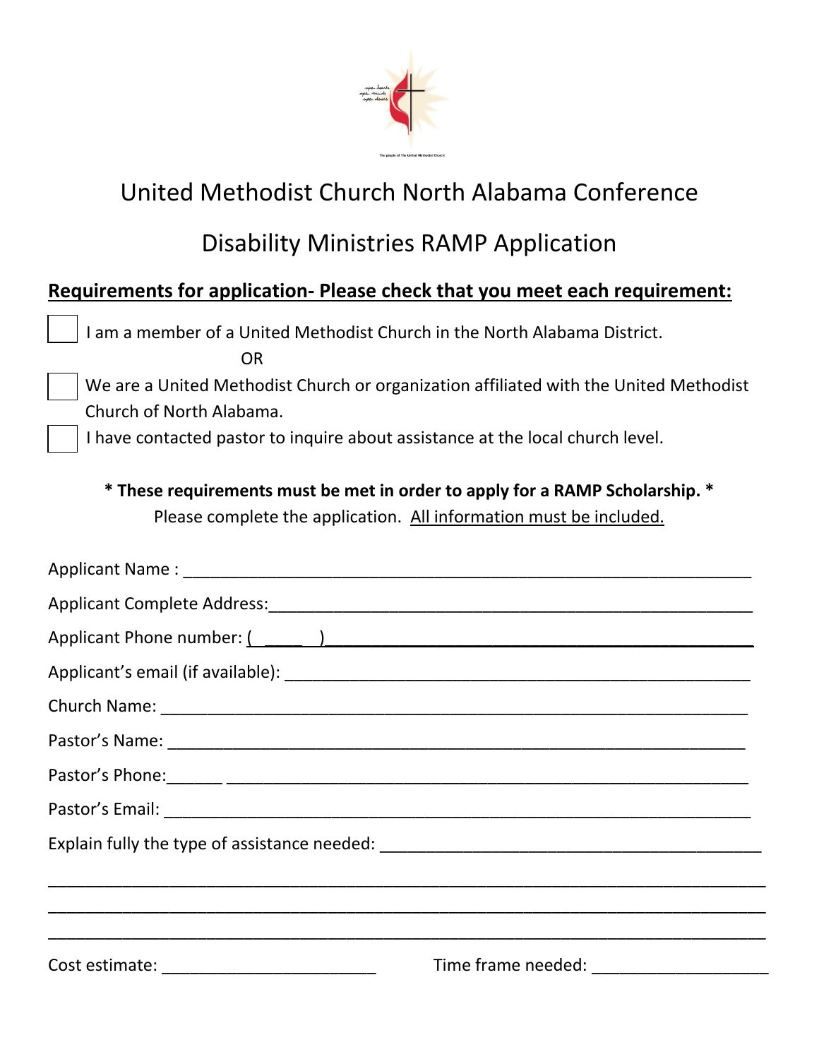# United Methodist Church North Alabama Conference

## Disability Ministries RAMP Application

**Requirements for application- Please check that you meet each requirement:**

☐ I am a member of a United Methodist Church in the North Alabama District.

OR

☐ We are a United Methodist Church or organization affiliated with the United Methodist Church of North Alabama.

☐ I have contacted pastor to inquire about assistance at the local church level.

**\* These requirements must be met in order to apply for a RAMP Scholarship. \***

Please complete the application. All information must be included.

Applicant Name : ____________________________________________________________

Applicant Complete Address:____________________________________________________

Applicant Phone number: ( _____ )_______________________________________________

Applicant's email (if available): ________________________________________________

Church Name: ______________________________________________________________

Pastor's Name: _____________________________________________________________

Pastor's Phone:______ _______________________________________________________

Pastor's Email: _____________________________________________________________

Explain fully the type of assistance needed: _______________________________________

_________________________________________________________________________

_________________________________________________________________________

_________________________________________________________________________

Cost estimate: _______________________ Time frame needed: ___________________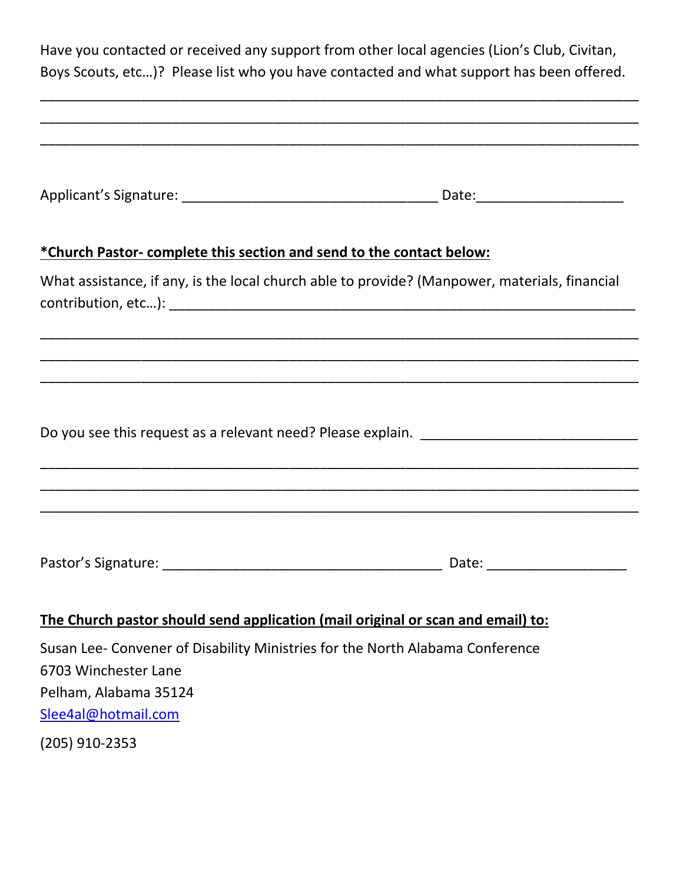Have you contacted or received any support from other local agencies (Lion's Club, Civitan, Boys Scouts, etc…)? Please list who you have contacted and what support has been offered.

_______________________________________________________________________________

_______________________________________________________________________________

_______________________________________________________________________________

Applicant's Signature: _________________________________ Date:___________________

**\*Church Pastor- complete this section and send to the contact below:**

What assistance, if any, is the local church able to provide? (Manpower, materials, financial contribution, etc…): ____________________________________________________________

_______________________________________________________________________________

_______________________________________________________________________________

_______________________________________________________________________________

Do you see this request as a relevant need? Please explain. ____________________________

_______________________________________________________________________________

_______________________________________________________________________________

_______________________________________________________________________________

Pastor's Signature: ____________________________________ Date: __________________

**The Church pastor should send application (mail original or scan and email) to:**

Susan Lee- Convener of Disability Ministries for the North Alabama Conference
6703 Winchester Lane
Pelham, Alabama 35124
Slee4al@hotmail.com

(205) 910-2353